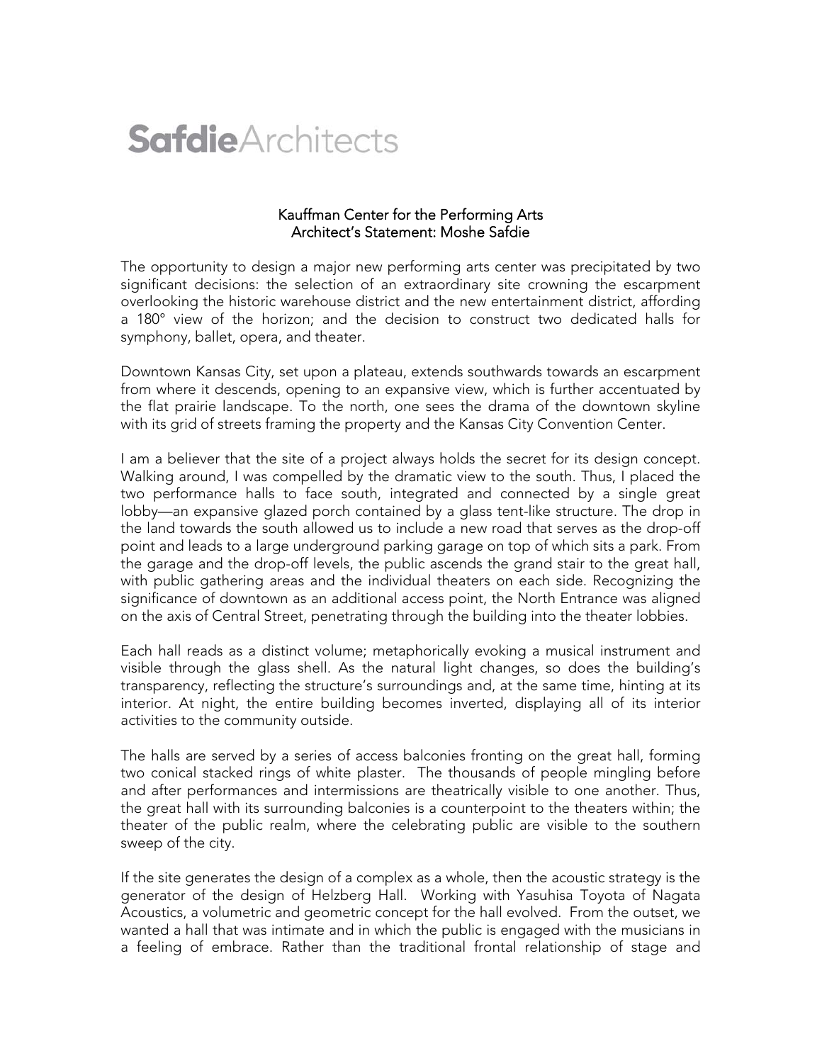# SafdieArchitects

## Kauffman Center for the Performing Arts
## Architect's Statement: Moshe Safdie

The opportunity to design a major new performing arts center was precipitated by two significant decisions: the selection of an extraordinary site crowning the escarpment overlooking the historic warehouse district and the new entertainment district, affording a 180° view of the horizon; and the decision to construct two dedicated halls for symphony, ballet, opera, and theater.

Downtown Kansas City, set upon a plateau, extends southwards towards an escarpment from where it descends, opening to an expansive view, which is further accentuated by the flat prairie landscape. To the north, one sees the drama of the downtown skyline with its grid of streets framing the property and the Kansas City Convention Center.

I am a believer that the site of a project always holds the secret for its design concept. Walking around, I was compelled by the dramatic view to the south. Thus, I placed the two performance halls to face south, integrated and connected by a single great lobby—an expansive glazed porch contained by a glass tent-like structure. The drop in the land towards the south allowed us to include a new road that serves as the drop-off point and leads to a large underground parking garage on top of which sits a park. From the garage and the drop-off levels, the public ascends the grand stair to the great hall, with public gathering areas and the individual theaters on each side. Recognizing the significance of downtown as an additional access point, the North Entrance was aligned on the axis of Central Street, penetrating through the building into the theater lobbies.

Each hall reads as a distinct volume; metaphorically evoking a musical instrument and visible through the glass shell. As the natural light changes, so does the building's transparency, reflecting the structure's surroundings and, at the same time, hinting at its interior. At night, the entire building becomes inverted, displaying all of its interior activities to the community outside.

The halls are served by a series of access balconies fronting on the great hall, forming two conical stacked rings of white plaster. The thousands of people mingling before and after performances and intermissions are theatrically visible to one another. Thus, the great hall with its surrounding balconies is a counterpoint to the theaters within; the theater of the public realm, where the celebrating public are visible to the southern sweep of the city.

If the site generates the design of a complex as a whole, then the acoustic strategy is the generator of the design of Helzberg Hall. Working with Yasuhisa Toyota of Nagata Acoustics, a volumetric and geometric concept for the hall evolved. From the outset, we wanted a hall that was intimate and in which the public is engaged with the musicians in a feeling of embrace. Rather than the traditional frontal relationship of stage and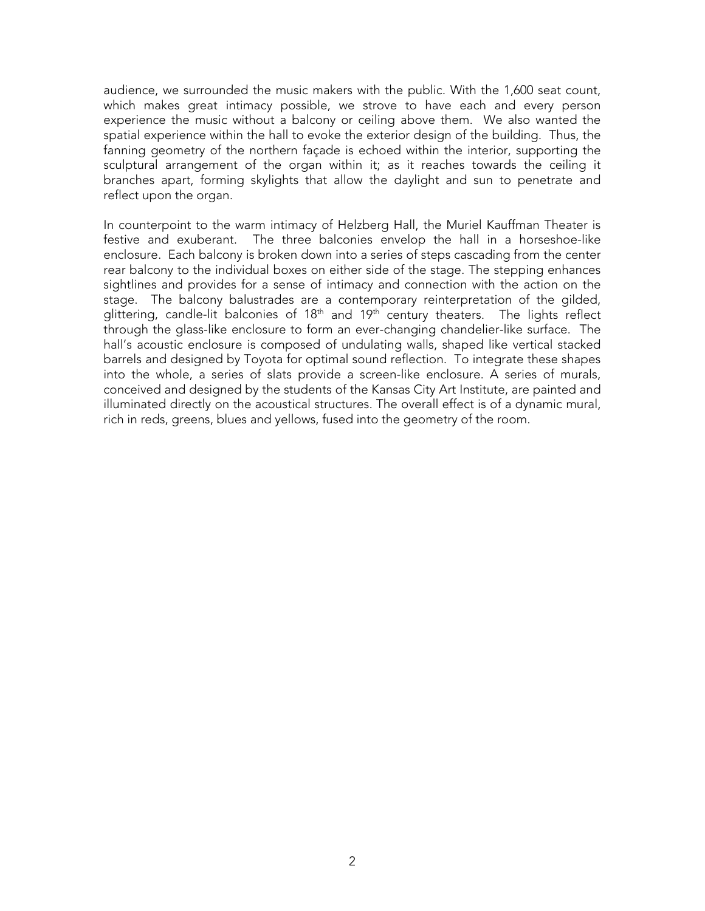audience, we surrounded the music makers with the public. With the 1,600 seat count, which makes great intimacy possible, we strove to have each and every person experience the music without a balcony or ceiling above them. We also wanted the spatial experience within the hall to evoke the exterior design of the building. Thus, the fanning geometry of the northern façade is echoed within the interior, supporting the sculptural arrangement of the organ within it; as it reaches towards the ceiling it branches apart, forming skylights that allow the daylight and sun to penetrate and reflect upon the organ.

In counterpoint to the warm intimacy of Helzberg Hall, the Muriel Kauffman Theater is festive and exuberant. The three balconies envelop the hall in a horseshoe-like enclosure. Each balcony is broken down into a series of steps cascading from the center rear balcony to the individual boxes on either side of the stage. The stepping enhances sightlines and provides for a sense of intimacy and connection with the action on the stage. The balcony balustrades are a contemporary reinterpretation of the gilded, glittering, candle-lit balconies of 18th and 19th century theaters. The lights reflect through the glass-like enclosure to form an ever-changing chandelier-like surface. The hall's acoustic enclosure is composed of undulating walls, shaped like vertical stacked barrels and designed by Toyota for optimal sound reflection. To integrate these shapes into the whole, a series of slats provide a screen-like enclosure. A series of murals, conceived and designed by the students of the Kansas City Art Institute, are painted and illuminated directly on the acoustical structures. The overall effect is of a dynamic mural, rich in reds, greens, blues and yellows, fused into the geometry of the room.